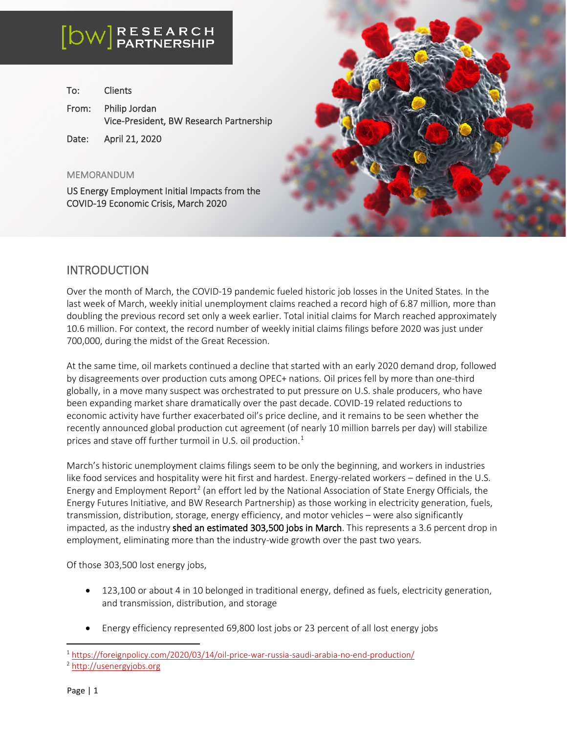[bw] RESEARCH PARTNERSHIP

To: Clients

From: Philip Jordan
Vice-President, BW Research Partnership

Date: April 21, 2020

MEMORANDUM

US Energy Employment Initial Impacts from the COVID-19 Economic Crisis, March 2020

## INTRODUCTION

Over the month of March, the COVID-19 pandemic fueled historic job losses in the United States. In the last week of March, weekly initial unemployment claims reached a record high of 6.87 million, more than doubling the previous record set only a week earlier. Total initial claims for March reached approximately 10.6 million. For context, the record number of weekly initial claims filings before 2020 was just under 700,000, during the midst of the Great Recession.

At the same time, oil markets continued a decline that started with an early 2020 demand drop, followed by disagreements over production cuts among OPEC+ nations. Oil prices fell by more than one-third globally, in a move many suspect was orchestrated to put pressure on U.S. shale producers, who have been expanding market share dramatically over the past decade. COVID-19 related reductions to economic activity have further exacerbated oil's price decline, and it remains to be seen whether the recently announced global production cut agreement (of nearly 10 million barrels per day) will stabilize prices and stave off further turmoil in U.S. oil production.[1]

March's historic unemployment claims filings seem to be only the beginning, and workers in industries like food services and hospitality were hit first and hardest. Energy-related workers – defined in the U.S. Energy and Employment Report[2] (an effort led by the National Association of State Energy Officials, the Energy Futures Initiative, and BW Research Partnership) as those working in electricity generation, fuels, transmission, distribution, storage, energy efficiency, and motor vehicles – were also significantly impacted, as the industry shed an estimated 303,500 jobs in March. This represents a 3.6 percent drop in employment, eliminating more than the industry-wide growth over the past two years.

Of those 303,500 lost energy jobs,

- 123,100 or about 4 in 10 belonged in traditional energy, defined as fuels, electricity generation, and transmission, distribution, and storage
- Energy efficiency represented 69,800 lost jobs or 23 percent of all lost energy jobs

[1] https://foreignpolicy.com/2020/03/14/oil-price-war-russia-saudi-arabia-no-end-production/

[2] http://usenergyjobs.org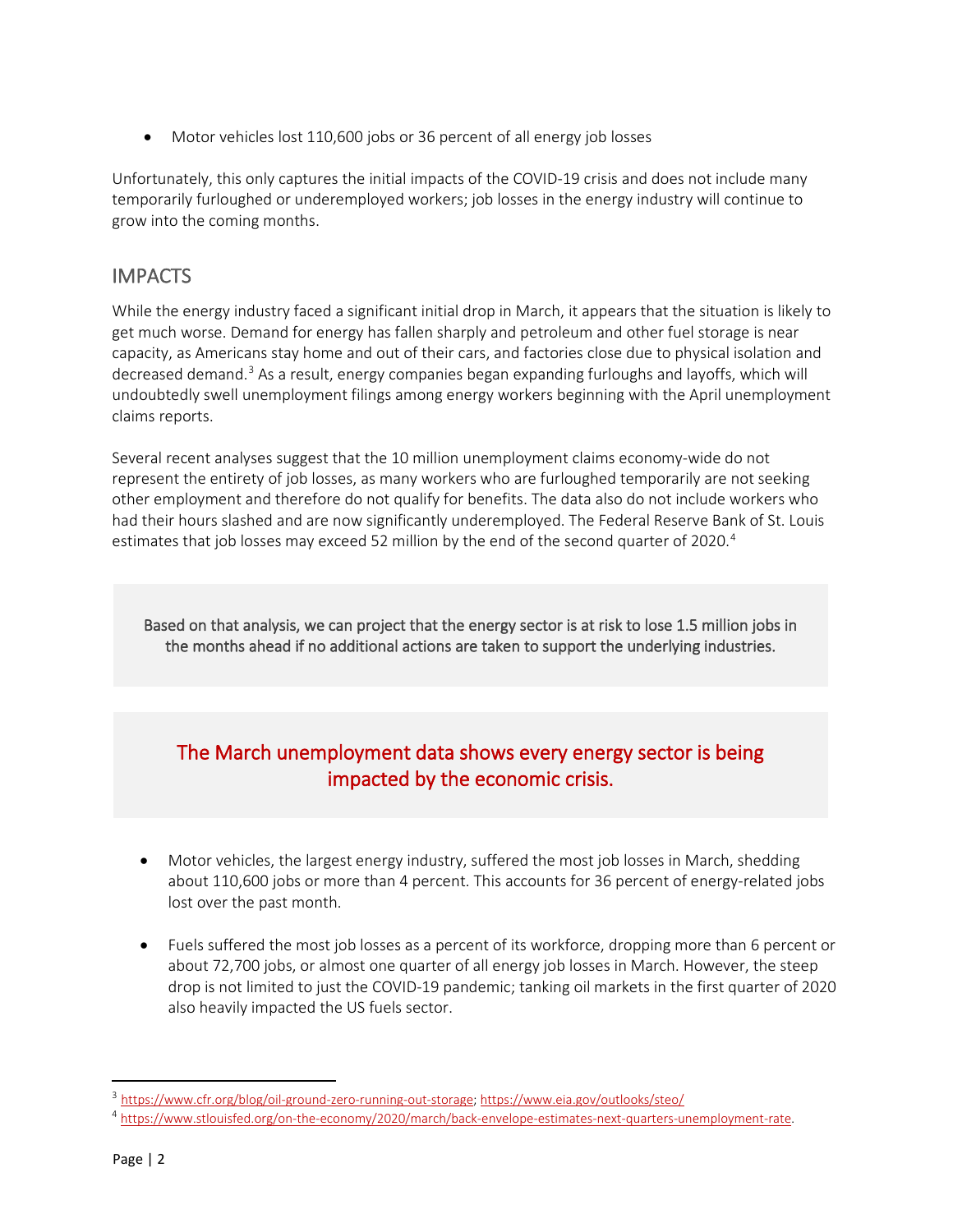- Motor vehicles lost 110,600 jobs or 36 percent of all energy job losses

Unfortunately, this only captures the initial impacts of the COVID-19 crisis and does not include many temporarily furloughed or underemployed workers; job losses in the energy industry will continue to grow into the coming months.

## IMPACTS

While the energy industry faced a significant initial drop in March, it appears that the situation is likely to get much worse. Demand for energy has fallen sharply and petroleum and other fuel storage is near capacity, as Americans stay home and out of their cars, and factories close due to physical isolation and decreased demand.[3] As a result, energy companies began expanding furloughs and layoffs, which will undoubtedly swell unemployment filings among energy workers beginning with the April unemployment claims reports.

Several recent analyses suggest that the 10 million unemployment claims economy-wide do not represent the entirety of job losses, as many workers who are furloughed temporarily are not seeking other employment and therefore do not qualify for benefits. The data also do not include workers who had their hours slashed and are now significantly underemployed. The Federal Reserve Bank of St. Louis estimates that job losses may exceed 52 million by the end of the second quarter of 2020.[4]

> Based on that analysis, we can project that the energy sector is at risk to lose 1.5 million jobs in the months ahead if no additional actions are taken to support the underlying industries.

### The March unemployment data shows every energy sector is being impacted by the economic crisis.

- Motor vehicles, the largest energy industry, suffered the most job losses in March, shedding about 110,600 jobs or more than 4 percent. This accounts for 36 percent of energy-related jobs lost over the past month.

- Fuels suffered the most job losses as a percent of its workforce, dropping more than 6 percent or about 72,700 jobs, or almost one quarter of all energy job losses in March. However, the steep drop is not limited to just the COVID-19 pandemic; tanking oil markets in the first quarter of 2020 also heavily impacted the US fuels sector.

---

[3] https://www.cfr.org/blog/oil-ground-zero-running-out-storage; https://www.eia.gov/outlooks/steo/

[4] https://www.stlouisfed.org/on-the-economy/2020/march/back-envelope-estimates-next-quarters-unemployment-rate.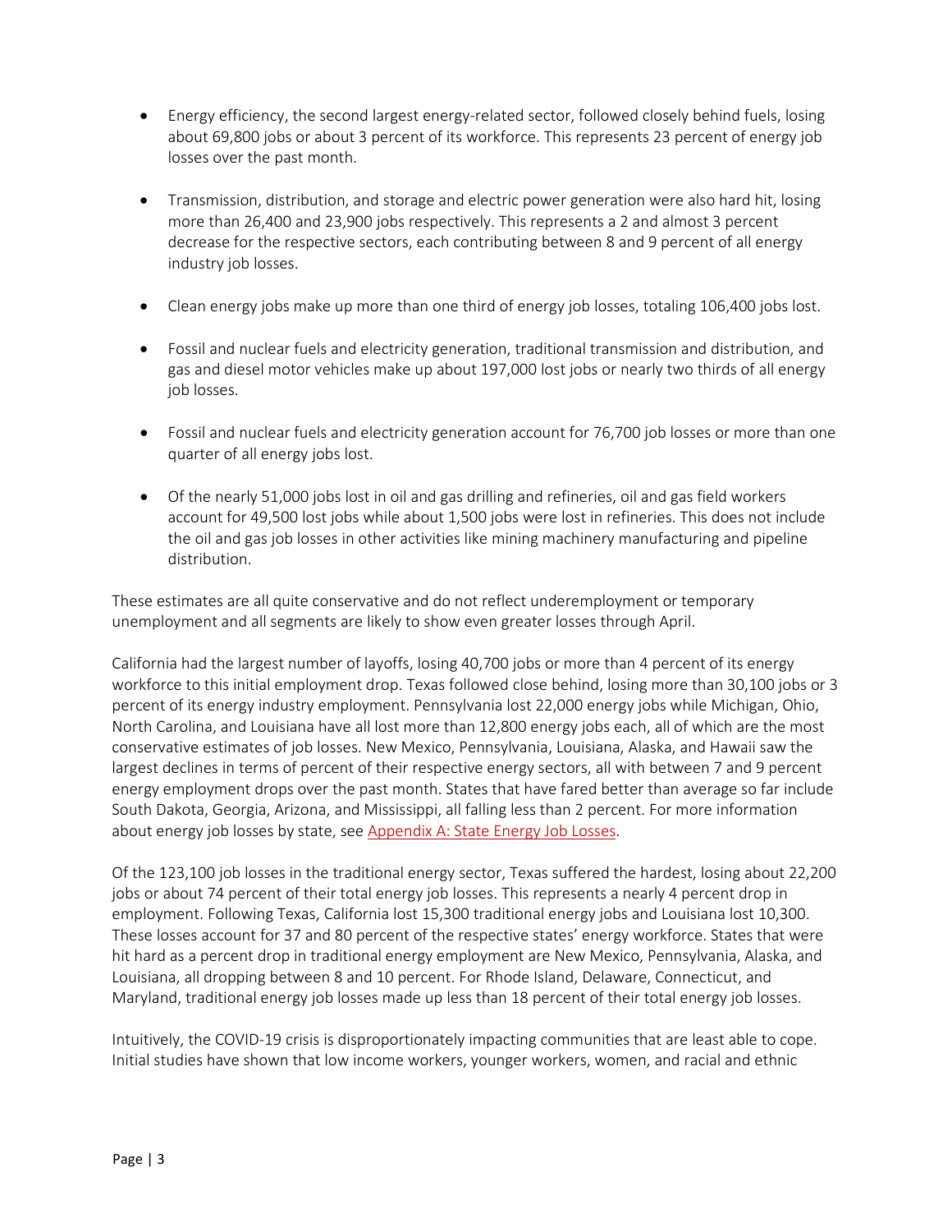- Energy efficiency, the second largest energy-related sector, followed closely behind fuels, losing about 69,800 jobs or about 3 percent of its workforce. This represents 23 percent of energy job losses over the past month.

- Transmission, distribution, and storage and electric power generation were also hard hit, losing more than 26,400 and 23,900 jobs respectively. This represents a 2 and almost 3 percent decrease for the respective sectors, each contributing between 8 and 9 percent of all energy industry job losses.

- Clean energy jobs make up more than one third of energy job losses, totaling 106,400 jobs lost.

- Fossil and nuclear fuels and electricity generation, traditional transmission and distribution, and gas and diesel motor vehicles make up about 197,000 lost jobs or nearly two thirds of all energy job losses.

- Fossil and nuclear fuels and electricity generation account for 76,700 job losses or more than one quarter of all energy jobs lost.

- Of the nearly 51,000 jobs lost in oil and gas drilling and refineries, oil and gas field workers account for 49,500 lost jobs while about 1,500 jobs were lost in refineries. This does not include the oil and gas job losses in other activities like mining machinery manufacturing and pipeline distribution.

These estimates are all quite conservative and do not reflect underemployment or temporary unemployment and all segments are likely to show even greater losses through April.

California had the largest number of layoffs, losing 40,700 jobs or more than 4 percent of its energy workforce to this initial employment drop. Texas followed close behind, losing more than 30,100 jobs or 3 percent of its energy industry employment. Pennsylvania lost 22,000 energy jobs while Michigan, Ohio, North Carolina, and Louisiana have all lost more than 12,800 energy jobs each, all of which are the most conservative estimates of job losses. New Mexico, Pennsylvania, Louisiana, Alaska, and Hawaii saw the largest declines in terms of percent of their respective energy sectors, all with between 7 and 9 percent energy employment drops over the past month. States that have fared better than average so far include South Dakota, Georgia, Arizona, and Mississippi, all falling less than 2 percent. For more information about energy job losses by state, see Appendix A: State Energy Job Losses.

Of the 123,100 job losses in the traditional energy sector, Texas suffered the hardest, losing about 22,200 jobs or about 74 percent of their total energy job losses. This represents a nearly 4 percent drop in employment. Following Texas, California lost 15,300 traditional energy jobs and Louisiana lost 10,300. These losses account for 37 and 80 percent of the respective states' energy workforce. States that were hit hard as a percent drop in traditional energy employment are New Mexico, Pennsylvania, Alaska, and Louisiana, all dropping between 8 and 10 percent. For Rhode Island, Delaware, Connecticut, and Maryland, traditional energy job losses made up less than 18 percent of their total energy job losses.

Intuitively, the COVID-19 crisis is disproportionately impacting communities that are least able to cope. Initial studies have shown that low income workers, younger workers, women, and racial and ethnic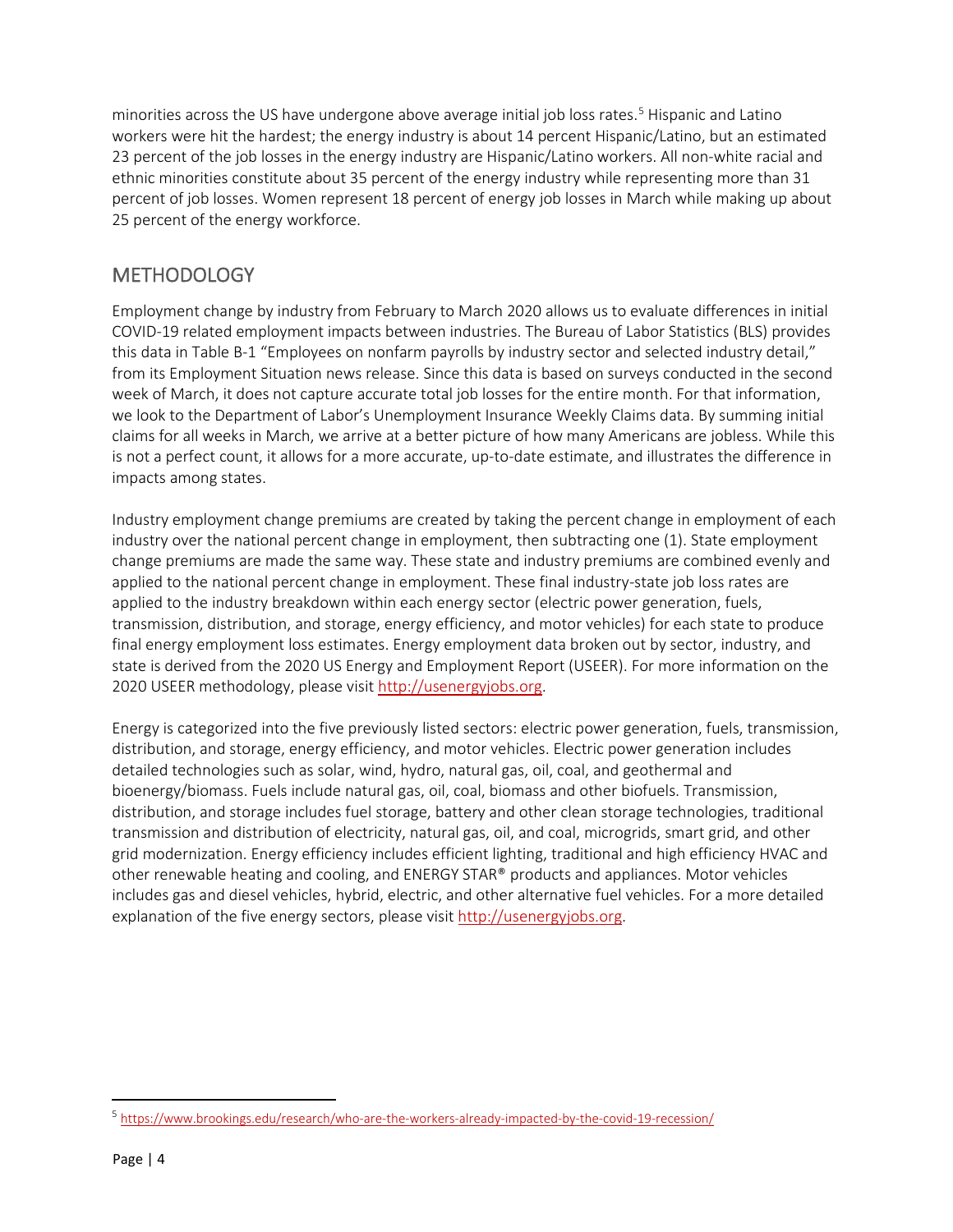minorities across the US have undergone above average initial job loss rates.[5] Hispanic and Latino workers were hit the hardest; the energy industry is about 14 percent Hispanic/Latino, but an estimated 23 percent of the job losses in the energy industry are Hispanic/Latino workers. All non-white racial and ethnic minorities constitute about 35 percent of the energy industry while representing more than 31 percent of job losses. Women represent 18 percent of energy job losses in March while making up about 25 percent of the energy workforce.

## METHODOLOGY

Employment change by industry from February to March 2020 allows us to evaluate differences in initial COVID-19 related employment impacts between industries. The Bureau of Labor Statistics (BLS) provides this data in Table B-1 "Employees on nonfarm payrolls by industry sector and selected industry detail," from its Employment Situation news release. Since this data is based on surveys conducted in the second week of March, it does not capture accurate total job losses for the entire month. For that information, we look to the Department of Labor's Unemployment Insurance Weekly Claims data. By summing initial claims for all weeks in March, we arrive at a better picture of how many Americans are jobless. While this is not a perfect count, it allows for a more accurate, up-to-date estimate, and illustrates the difference in impacts among states.

Industry employment change premiums are created by taking the percent change in employment of each industry over the national percent change in employment, then subtracting one (1). State employment change premiums are made the same way. These state and industry premiums are combined evenly and applied to the national percent change in employment. These final industry-state job loss rates are applied to the industry breakdown within each energy sector (electric power generation, fuels, transmission, distribution, and storage, energy efficiency, and motor vehicles) for each state to produce final energy employment loss estimates. Energy employment data broken out by sector, industry, and state is derived from the 2020 US Energy and Employment Report (USEER). For more information on the 2020 USEER methodology, please visit http://usenergyjobs.org.

Energy is categorized into the five previously listed sectors: electric power generation, fuels, transmission, distribution, and storage, energy efficiency, and motor vehicles. Electric power generation includes detailed technologies such as solar, wind, hydro, natural gas, oil, coal, and geothermal and bioenergy/biomass. Fuels include natural gas, oil, coal, biomass and other biofuels. Transmission, distribution, and storage includes fuel storage, battery and other clean storage technologies, traditional transmission and distribution of electricity, natural gas, oil, and coal, microgrids, smart grid, and other grid modernization. Energy efficiency includes efficient lighting, traditional and high efficiency HVAC and other renewable heating and cooling, and ENERGY STAR® products and appliances. Motor vehicles includes gas and diesel vehicles, hybrid, electric, and other alternative fuel vehicles. For a more detailed explanation of the five energy sectors, please visit http://usenergyjobs.org.

[5] https://www.brookings.edu/research/who-are-the-workers-already-impacted-by-the-covid-19-recession/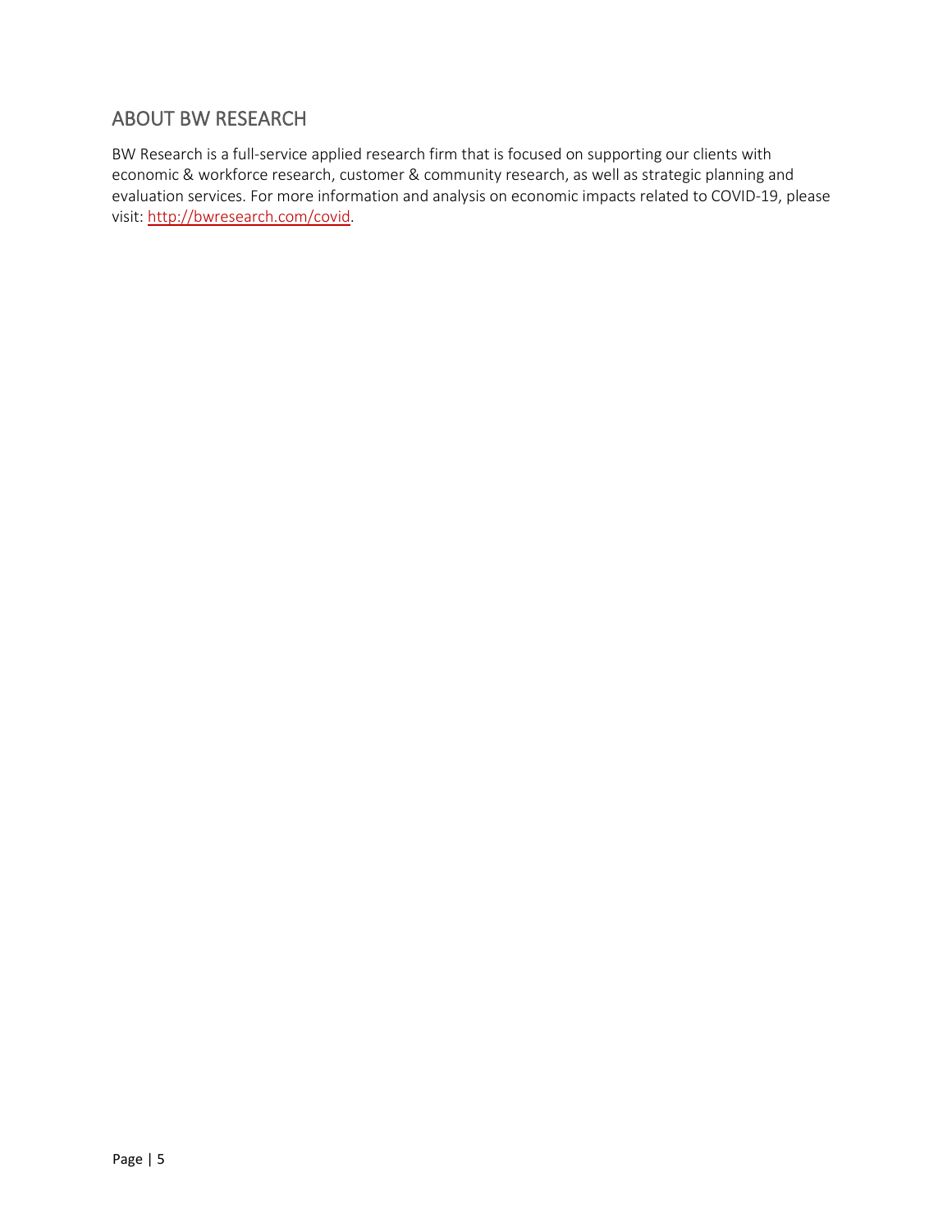## ABOUT BW RESEARCH

BW Research is a full-service applied research firm that is focused on supporting our clients with economic & workforce research, customer & community research, as well as strategic planning and evaluation services. For more information and analysis on economic impacts related to COVID-19, please visit: http://bwresearch.com/covid.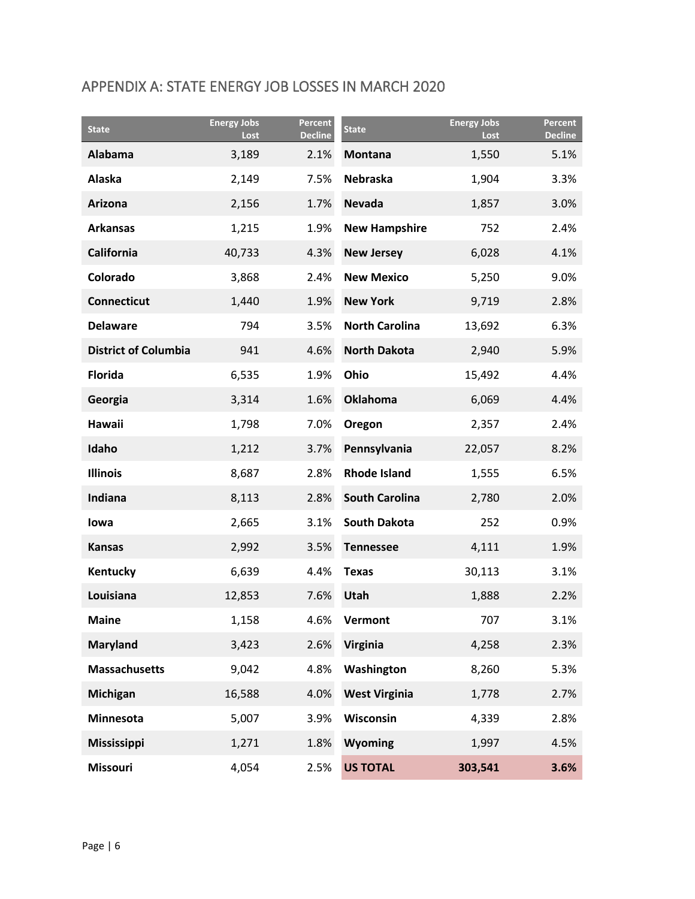## APPENDIX A: STATE ENERGY JOB LOSSES IN MARCH 2020

| State | Energy Jobs Lost | Percent Decline | State | Energy Jobs Lost | Percent Decline |
|---|---|---|---|---|---|
| **Alabama** | 3,189 | 2.1% | **Montana** | 1,550 | 5.1% |
| **Alaska** | 2,149 | 7.5% | **Nebraska** | 1,904 | 3.3% |
| **Arizona** | 2,156 | 1.7% | **Nevada** | 1,857 | 3.0% |
| **Arkansas** | 1,215 | 1.9% | **New Hampshire** | 752 | 2.4% |
| **California** | 40,733 | 4.3% | **New Jersey** | 6,028 | 4.1% |
| **Colorado** | 3,868 | 2.4% | **New Mexico** | 5,250 | 9.0% |
| **Connecticut** | 1,440 | 1.9% | **New York** | 9,719 | 2.8% |
| **Delaware** | 794 | 3.5% | **North Carolina** | 13,692 | 6.3% |
| **District of Columbia** | 941 | 4.6% | **North Dakota** | 2,940 | 5.9% |
| **Florida** | 6,535 | 1.9% | **Ohio** | 15,492 | 4.4% |
| **Georgia** | 3,314 | 1.6% | **Oklahoma** | 6,069 | 4.4% |
| **Hawaii** | 1,798 | 7.0% | **Oregon** | 2,357 | 2.4% |
| **Idaho** | 1,212 | 3.7% | **Pennsylvania** | 22,057 | 8.2% |
| **Illinois** | 8,687 | 2.8% | **Rhode Island** | 1,555 | 6.5% |
| **Indiana** | 8,113 | 2.8% | **South Carolina** | 2,780 | 2.0% |
| **Iowa** | 2,665 | 3.1% | **South Dakota** | 252 | 0.9% |
| **Kansas** | 2,992 | 3.5% | **Tennessee** | 4,111 | 1.9% |
| **Kentucky** | 6,639 | 4.4% | **Texas** | 30,113 | 3.1% |
| **Louisiana** | 12,853 | 7.6% | **Utah** | 1,888 | 2.2% |
| **Maine** | 1,158 | 4.6% | **Vermont** | 707 | 3.1% |
| **Maryland** | 3,423 | 2.6% | **Virginia** | 4,258 | 2.3% |
| **Massachusetts** | 9,042 | 4.8% | **Washington** | 8,260 | 5.3% |
| **Michigan** | 16,588 | 4.0% | **West Virginia** | 1,778 | 2.7% |
| **Minnesota** | 5,007 | 3.9% | **Wisconsin** | 4,339 | 2.8% |
| **Mississippi** | 1,271 | 1.8% | **Wyoming** | 1,997 | 4.5% |
| **Missouri** | 4,054 | 2.5% | **US TOTAL** | **303,541** | **3.6%** |